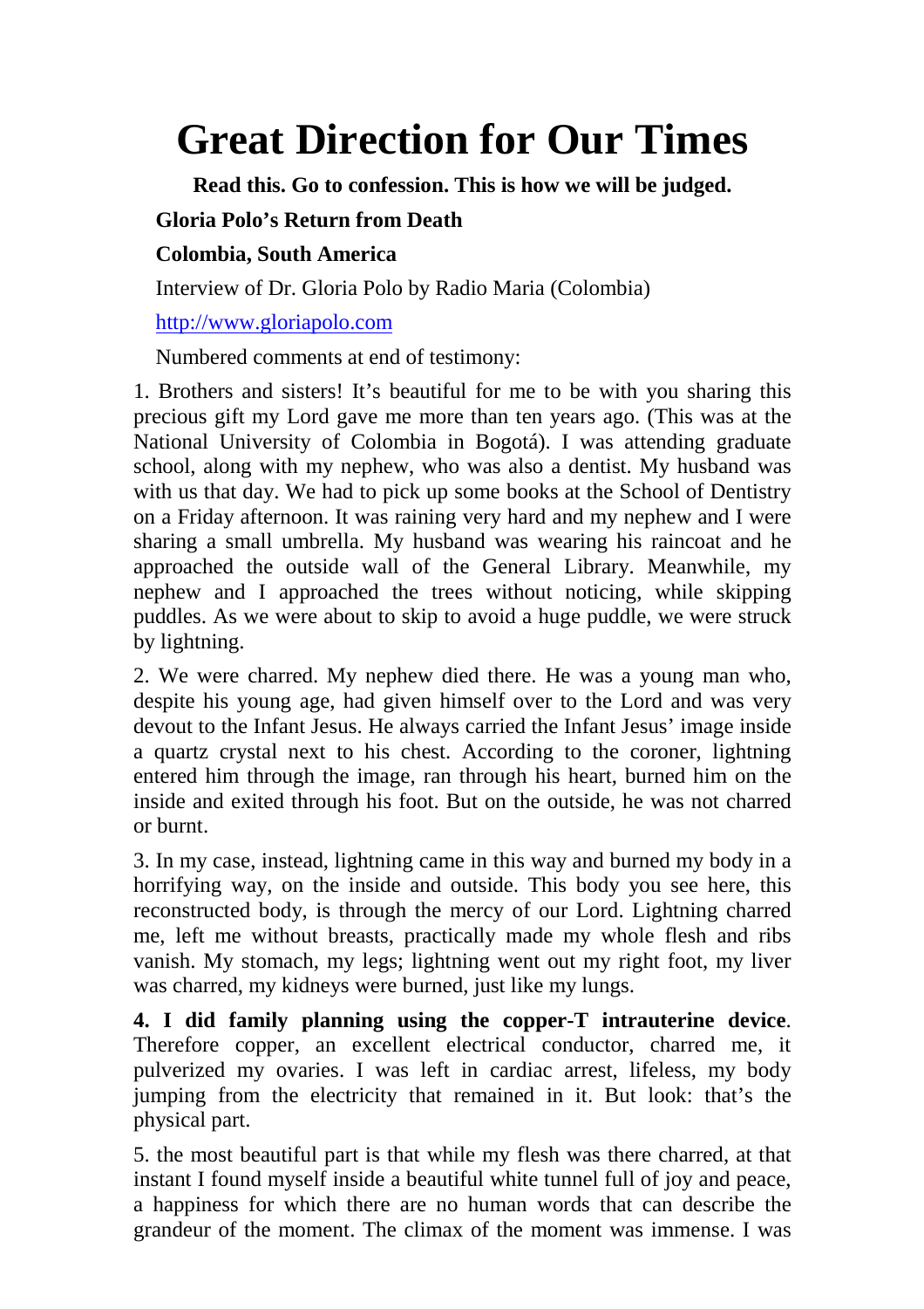# Great Direction for Our Times

**Read this. Go to confession. This is how we will be judged.**

**Gloria Polo's Return from Death**

**Colombia, South America**

Interview of Dr. Gloria Polo by Radio Maria (Colombia)

http://www.gloriapolo.com

Numbered comments at end of testimony:

1. Brothers and sisters! It's beautiful for me to be with you sharing this precious gift my Lord gave me more than ten years ago. (This was at the National University of Colombia in Bogotá). I was attending graduate school, along with my nephew, who was also a dentist. My husband was with us that day. We had to pick up some books at the School of Dentistry on a Friday afternoon. It was raining very hard and my nephew and I were sharing a small umbrella. My husband was wearing his raincoat and he approached the outside wall of the General Library. Meanwhile, my nephew and I approached the trees without noticing, while skipping puddles. As we were about to skip to avoid a huge puddle, we were struck by lightning.

2. We were charred. My nephew died there. He was a young man who, despite his young age, had given himself over to the Lord and was very devout to the Infant Jesus. He always carried the Infant Jesus' image inside a quartz crystal next to his chest. According to the coroner, lightning entered him through the image, ran through his heart, burned him on the inside and exited through his foot. But on the outside, he was not charred or burnt.

3. In my case, instead, lightning came in this way and burned my body in a horrifying way, on the inside and outside. This body you see here, this reconstructed body, is through the mercy of our Lord. Lightning charred me, left me without breasts, practically made my whole flesh and ribs vanish. My stomach, my legs; lightning went out my right foot, my liver was charred, my kidneys were burned, just like my lungs.

4. **I did family planning using the copper-T intrauterine device**. Therefore copper, an excellent electrical conductor, charred me, it pulverized my ovaries. I was left in cardiac arrest, lifeless, my body jumping from the electricity that remained in it. But look: that's the physical part.

5. the most beautiful part is that while my flesh was there charred, at that instant I found myself inside a beautiful white tunnel full of joy and peace, a happiness for which there are no human words that can describe the grandeur of the moment. The climax of the moment was immense. I was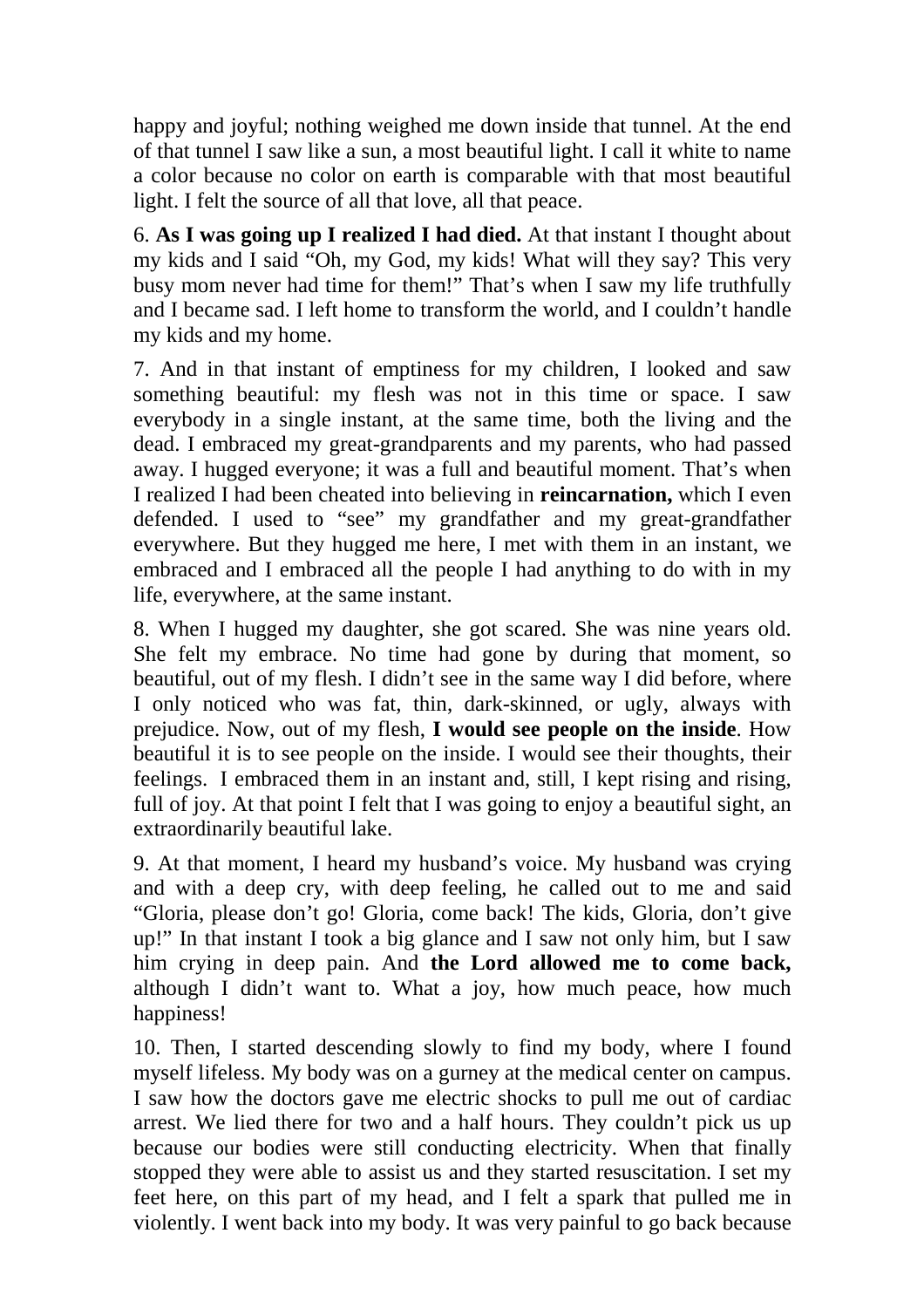happy and joyful; nothing weighed me down inside that tunnel. At the end of that tunnel I saw like a sun, a most beautiful light. I call it white to name a color because no color on earth is comparable with that most beautiful light. I felt the source of all that love, all that peace.

6. **As I was going up I realized I had died.** At that instant I thought about my kids and I said "Oh, my God, my kids! What will they say? This very busy mom never had time for them!" That's when I saw my life truthfully and I became sad. I left home to transform the world, and I couldn't handle my kids and my home.

7. And in that instant of emptiness for my children, I looked and saw something beautiful: my flesh was not in this time or space. I saw everybody in a single instant, at the same time, both the living and the dead. I embraced my great-grandparents and my parents, who had passed away. I hugged everyone; it was a full and beautiful moment. That's when I realized I had been cheated into believing in **reincarnation,** which I even defended. I used to "see" my grandfather and my great-grandfather everywhere. But they hugged me here, I met with them in an instant, we embraced and I embraced all the people I had anything to do with in my life, everywhere, at the same instant.

8. When I hugged my daughter, she got scared. She was nine years old. She felt my embrace. No time had gone by during that moment, so beautiful, out of my flesh. I didn't see in the same way I did before, where I only noticed who was fat, thin, dark-skinned, or ugly, always with prejudice. Now, out of my flesh, **I would see people on the inside**. How beautiful it is to see people on the inside. I would see their thoughts, their feelings. I embraced them in an instant and, still, I kept rising and rising, full of joy. At that point I felt that I was going to enjoy a beautiful sight, an extraordinarily beautiful lake.

9. At that moment, I heard my husband's voice. My husband was crying and with a deep cry, with deep feeling, he called out to me and said "Gloria, please don't go! Gloria, come back! The kids, Gloria, don't give up!" In that instant I took a big glance and I saw not only him, but I saw him crying in deep pain. And **the Lord allowed me to come back,** although I didn't want to. What a joy, how much peace, how much happiness!

10. Then, I started descending slowly to find my body, where I found myself lifeless. My body was on a gurney at the medical center on campus. I saw how the doctors gave me electric shocks to pull me out of cardiac arrest. We lied there for two and a half hours. They couldn't pick us up because our bodies were still conducting electricity. When that finally stopped they were able to assist us and they started resuscitation. I set my feet here, on this part of my head, and I felt a spark that pulled me in violently. I went back into my body. It was very painful to go back because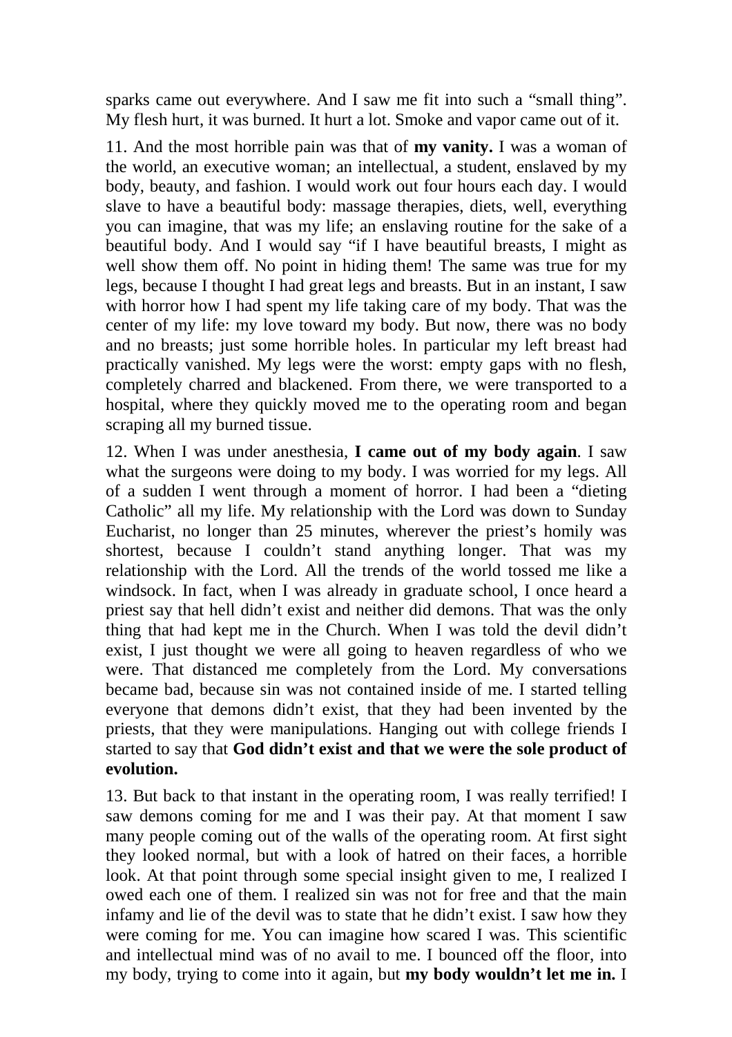sparks came out everywhere. And I saw me fit into such a "small thing". My flesh hurt, it was burned. It hurt a lot. Smoke and vapor came out of it.

11. And the most horrible pain was that of **my vanity.** I was a woman of the world, an executive woman; an intellectual, a student, enslaved by my body, beauty, and fashion. I would work out four hours each day. I would slave to have a beautiful body: massage therapies, diets, well, everything you can imagine, that was my life; an enslaving routine for the sake of a beautiful body. And I would say "if I have beautiful breasts, I might as well show them off. No point in hiding them! The same was true for my legs, because I thought I had great legs and breasts. But in an instant, I saw with horror how I had spent my life taking care of my body. That was the center of my life: my love toward my body. But now, there was no body and no breasts; just some horrible holes. In particular my left breast had practically vanished. My legs were the worst: empty gaps with no flesh, completely charred and blackened. From there, we were transported to a hospital, where they quickly moved me to the operating room and began scraping all my burned tissue.

12. When I was under anesthesia, **I came out of my body again**. I saw what the surgeons were doing to my body. I was worried for my legs. All of a sudden I went through a moment of horror. I had been a "dieting Catholic" all my life. My relationship with the Lord was down to Sunday Eucharist, no longer than 25 minutes, wherever the priest's homily was shortest, because I couldn't stand anything longer. That was my relationship with the Lord. All the trends of the world tossed me like a windsock. In fact, when I was already in graduate school, I once heard a priest say that hell didn't exist and neither did demons. That was the only thing that had kept me in the Church. When I was told the devil didn't exist, I just thought we were all going to heaven regardless of who we were. That distanced me completely from the Lord. My conversations became bad, because sin was not contained inside of me. I started telling everyone that demons didn't exist, that they had been invented by the priests, that they were manipulations. Hanging out with college friends I started to say that **God didn't exist and that we were the sole product of evolution.**

13. But back to that instant in the operating room, I was really terrified! I saw demons coming for me and I was their pay. At that moment I saw many people coming out of the walls of the operating room. At first sight they looked normal, but with a look of hatred on their faces, a horrible look. At that point through some special insight given to me, I realized I owed each one of them. I realized sin was not for free and that the main infamy and lie of the devil was to state that he didn't exist. I saw how they were coming for me. You can imagine how scared I was. This scientific and intellectual mind was of no avail to me. I bounced off the floor, into my body, trying to come into it again, but **my body wouldn't let me in.** I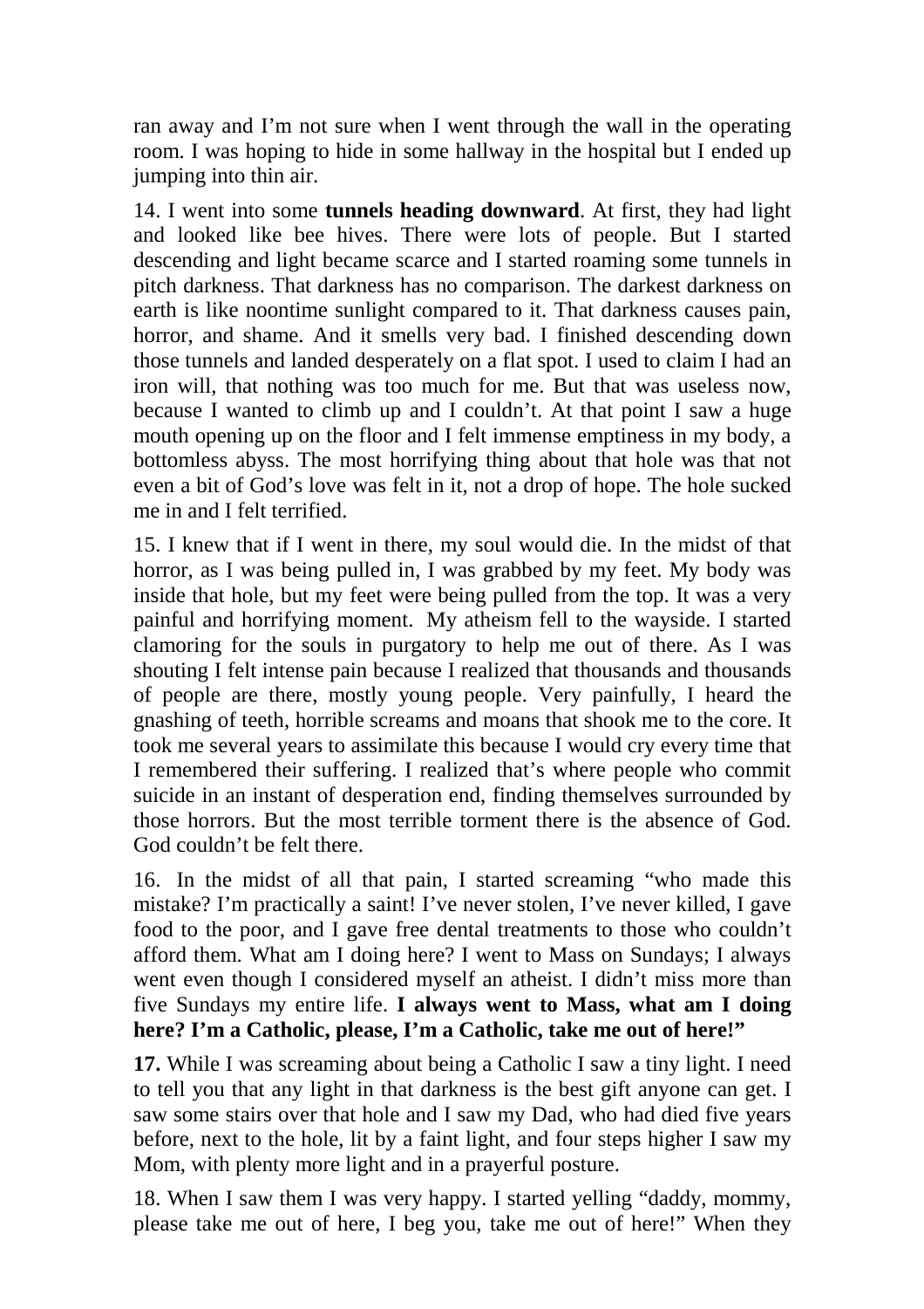ran away and I'm not sure when I went through the wall in the operating room. I was hoping to hide in some hallway in the hospital but I ended up jumping into thin air.

14. I went into some **tunnels heading downward**. At first, they had light and looked like bee hives. There were lots of people. But I started descending and light became scarce and I started roaming some tunnels in pitch darkness. That darkness has no comparison. The darkest darkness on earth is like noontime sunlight compared to it. That darkness causes pain, horror, and shame. And it smells very bad. I finished descending down those tunnels and landed desperately on a flat spot. I used to claim I had an iron will, that nothing was too much for me. But that was useless now, because I wanted to climb up and I couldn't. At that point I saw a huge mouth opening up on the floor and I felt immense emptiness in my body, a bottomless abyss. The most horrifying thing about that hole was that not even a bit of God's love was felt in it, not a drop of hope. The hole sucked me in and I felt terrified.

15. I knew that if I went in there, my soul would die. In the midst of that horror, as I was being pulled in, I was grabbed by my feet. My body was inside that hole, but my feet were being pulled from the top. It was a very painful and horrifying moment. My atheism fell to the wayside. I started clamoring for the souls in purgatory to help me out of there. As I was shouting I felt intense pain because I realized that thousands and thousands of people are there, mostly young people. Very painfully, I heard the gnashing of teeth, horrible screams and moans that shook me to the core. It took me several years to assimilate this because I would cry every time that I remembered their suffering. I realized that's where people who commit suicide in an instant of desperation end, finding themselves surrounded by those horrors. But the most terrible torment there is the absence of God. God couldn't be felt there.

16. In the midst of all that pain, I started screaming "who made this mistake? I'm practically a saint! I've never stolen, I've never killed, I gave food to the poor, and I gave free dental treatments to those who couldn't afford them. What am I doing here? I went to Mass on Sundays; I always went even though I considered myself an atheist. I didn't miss more than five Sundays my entire life. **I always went to Mass, what am I doing here? I'm a Catholic, please, I'm a Catholic, take me out of here!"**

**17.** While I was screaming about being a Catholic I saw a tiny light. I need to tell you that any light in that darkness is the best gift anyone can get. I saw some stairs over that hole and I saw my Dad, who had died five years before, next to the hole, lit by a faint light, and four steps higher I saw my Mom, with plenty more light and in a prayerful posture.

18. When I saw them I was very happy. I started yelling "daddy, mommy, please take me out of here, I beg you, take me out of here!" When they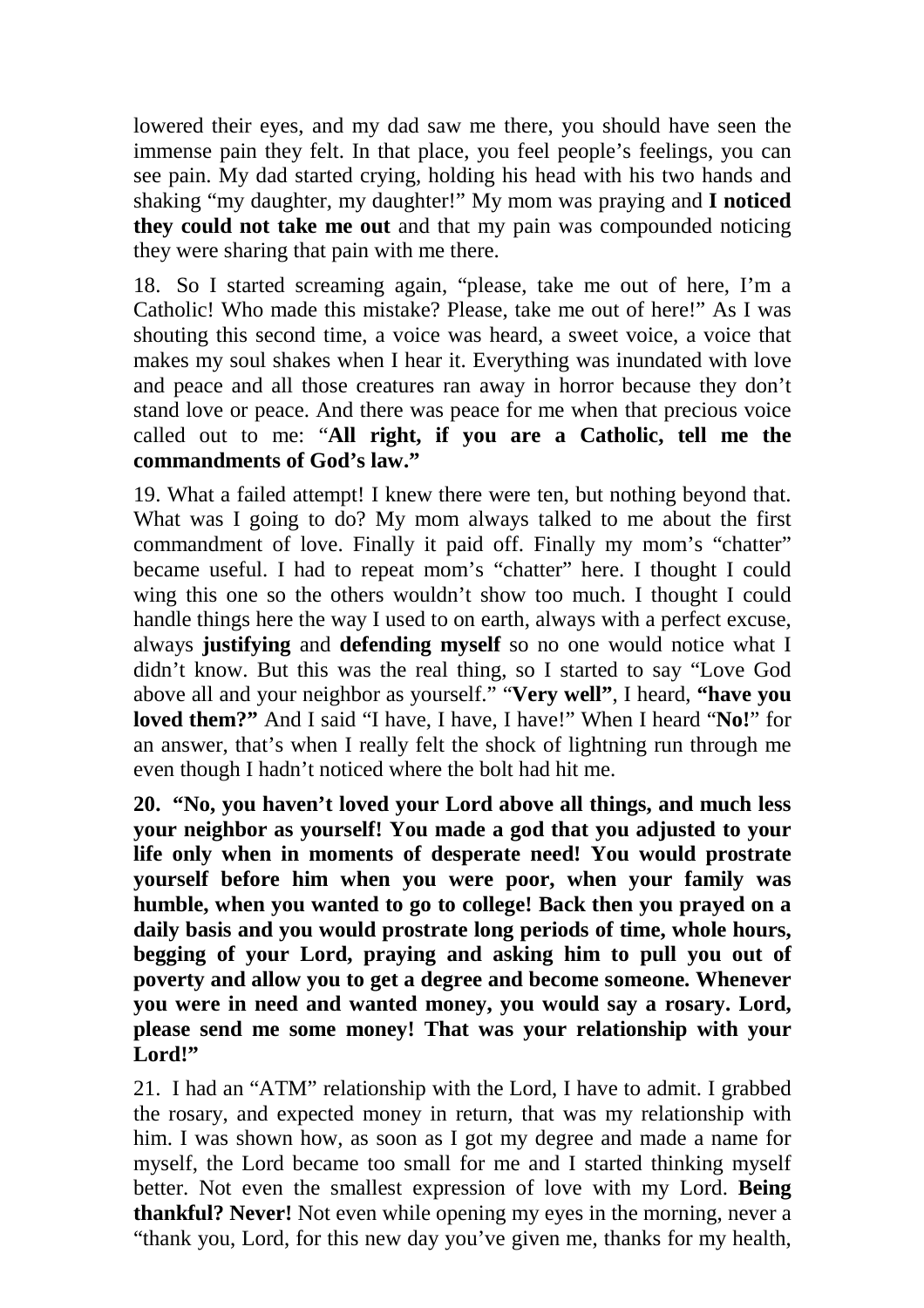lowered their eyes, and my dad saw me there, you should have seen the immense pain they felt. In that place, you feel people's feelings, you can see pain. My dad started crying, holding his head with his two hands and shaking "my daughter, my daughter!" My mom was praying and **I noticed they could not take me out** and that my pain was compounded noticing they were sharing that pain with me there.

18. So I started screaming again, "please, take me out of here, I'm a Catholic! Who made this mistake? Please, take me out of here!" As I was shouting this second time, a voice was heard, a sweet voice, a voice that makes my soul shakes when I hear it. Everything was inundated with love and peace and all those creatures ran away in horror because they don't stand love or peace. And there was peace for me when that precious voice called out to me: "**All right, if you are a Catholic, tell me the commandments of God's law."**

19. What a failed attempt! I knew there were ten, but nothing beyond that. What was I going to do? My mom always talked to me about the first commandment of love. Finally it paid off. Finally my mom's "chatter" became useful. I had to repeat mom's "chatter" here. I thought I could wing this one so the others wouldn't show too much. I thought I could handle things here the way I used to on earth, always with a perfect excuse, always **justifying** and **defending myself** so no one would notice what I didn't know. But this was the real thing, so I started to say "Love God above all and your neighbor as yourself." "**Very well"**, I heard, **"have you loved them?"** And I said "I have, I have, I have!" When I heard "**No!**" for an answer, that's when I really felt the shock of lightning run through me even though I hadn't noticed where the bolt had hit me.

**20. "No, you haven't loved your Lord above all things, and much less your neighbor as yourself! You made a god that you adjusted to your life only when in moments of desperate need! You would prostrate yourself before him when you were poor, when your family was humble, when you wanted to go to college! Back then you prayed on a daily basis and you would prostrate long periods of time, whole hours, begging of your Lord, praying and asking him to pull you out of poverty and allow you to get a degree and become someone. Whenever you were in need and wanted money, you would say a rosary. Lord, please send me some money! That was your relationship with your Lord!"**

21. I had an "ATM" relationship with the Lord, I have to admit. I grabbed the rosary, and expected money in return, that was my relationship with him. I was shown how, as soon as I got my degree and made a name for myself, the Lord became too small for me and I started thinking myself better. Not even the smallest expression of love with my Lord. **Being thankful? Never!** Not even while opening my eyes in the morning, never a "thank you, Lord, for this new day you've given me, thanks for my health,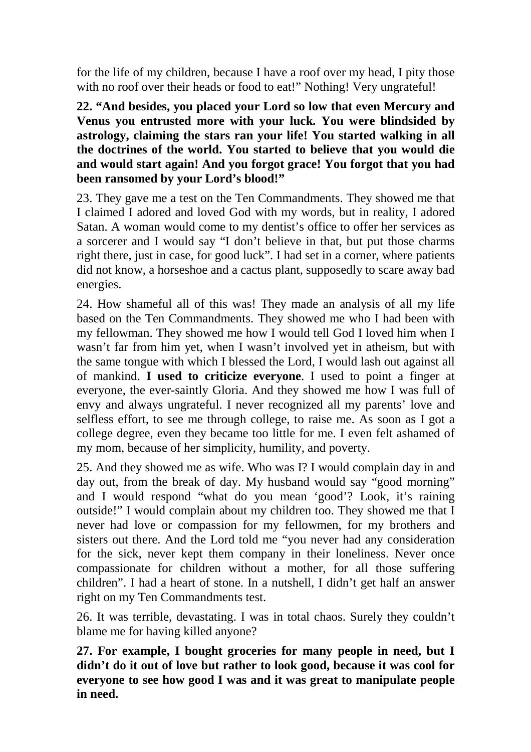for the life of my children, because I have a roof over my head, I pity those with no roof over their heads or food to eat!" Nothing! Very ungrateful!

**22. "And besides, you placed your Lord so low that even Mercury and Venus you entrusted more with your luck. You were blindsided by astrology, claiming the stars ran your life! You started walking in all the doctrines of the world. You started to believe that you would die and would start again! And you forgot grace! You forgot that you had been ransomed by your Lord's blood!"**

23. They gave me a test on the Ten Commandments. They showed me that I claimed I adored and loved God with my words, but in reality, I adored Satan. A woman would come to my dentist's office to offer her services as a sorcerer and I would say "I don't believe in that, but put those charms right there, just in case, for good luck". I had set in a corner, where patients did not know, a horseshoe and a cactus plant, supposedly to scare away bad energies.

24. How shameful all of this was! They made an analysis of all my life based on the Ten Commandments. They showed me who I had been with my fellowman. They showed me how I would tell God I loved him when I wasn't far from him yet, when I wasn't involved yet in atheism, but with the same tongue with which I blessed the Lord, I would lash out against all of mankind. **I used to criticize everyone**. I used to point a finger at everyone, the ever-saintly Gloria. And they showed me how I was full of envy and always ungrateful. I never recognized all my parents' love and selfless effort, to see me through college, to raise me. As soon as I got a college degree, even they became too little for me. I even felt ashamed of my mom, because of her simplicity, humility, and poverty.

25. And they showed me as wife. Who was I? I would complain day in and day out, from the break of day. My husband would say "good morning" and I would respond "what do you mean 'good'? Look, it's raining outside!" I would complain about my children too. They showed me that I never had love or compassion for my fellowmen, for my brothers and sisters out there. And the Lord told me "you never had any consideration for the sick, never kept them company in their loneliness. Never once compassionate for children without a mother, for all those suffering children". I had a heart of stone. In a nutshell, I didn't get half an answer right on my Ten Commandments test.

26. It was terrible, devastating. I was in total chaos. Surely they couldn't blame me for having killed anyone?

**27. For example, I bought groceries for many people in need, but I didn't do it out of love but rather to look good, because it was cool for everyone to see how good I was and it was great to manipulate people in need.**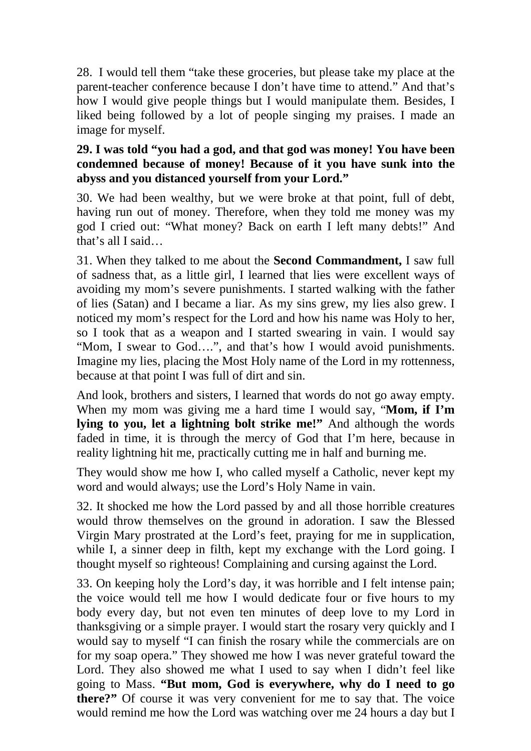28. I would tell them "take these groceries, but please take my place at the parent-teacher conference because I don't have time to attend." And that's how I would give people things but I would manipulate them. Besides, I liked being followed by a lot of people singing my praises. I made an image for myself.

**29. I was told "you had a god, and that god was money! You have been condemned because of money! Because of it you have sunk into the abyss and you distanced yourself from your Lord."**

30. We had been wealthy, but we were broke at that point, full of debt, having run out of money. Therefore, when they told me money was my god I cried out: "What money? Back on earth I left many debts!" And that's all I said…

31. When they talked to me about the **Second Commandment,** I saw full of sadness that, as a little girl, I learned that lies were excellent ways of avoiding my mom's severe punishments. I started walking with the father of lies (Satan) and I became a liar. As my sins grew, my lies also grew. I noticed my mom's respect for the Lord and how his name was Holy to her, so I took that as a weapon and I started swearing in vain. I would say "Mom, I swear to God….", and that's how I would avoid punishments. Imagine my lies, placing the Most Holy name of the Lord in my rottenness, because at that point I was full of dirt and sin.

And look, brothers and sisters, I learned that words do not go away empty. When my mom was giving me a hard time I would say, "**Mom, if I'm lying to you, let a lightning bolt strike me!"** And although the words faded in time, it is through the mercy of God that I'm here, because in reality lightning hit me, practically cutting me in half and burning me.

They would show me how I, who called myself a Catholic, never kept my word and would always; use the Lord's Holy Name in vain.

32. It shocked me how the Lord passed by and all those horrible creatures would throw themselves on the ground in adoration. I saw the Blessed Virgin Mary prostrated at the Lord's feet, praying for me in supplication, while I, a sinner deep in filth, kept my exchange with the Lord going. I thought myself so righteous! Complaining and cursing against the Lord.

33. On keeping holy the Lord's day, it was horrible and I felt intense pain; the voice would tell me how I would dedicate four or five hours to my body every day, but not even ten minutes of deep love to my Lord in thanksgiving or a simple prayer. I would start the rosary very quickly and I would say to myself "I can finish the rosary while the commercials are on for my soap opera." They showed me how I was never grateful toward the Lord. They also showed me what I used to say when I didn't feel like going to Mass. **"But mom, God is everywhere, why do I need to go there?"** Of course it was very convenient for me to say that. The voice would remind me how the Lord was watching over me 24 hours a day but I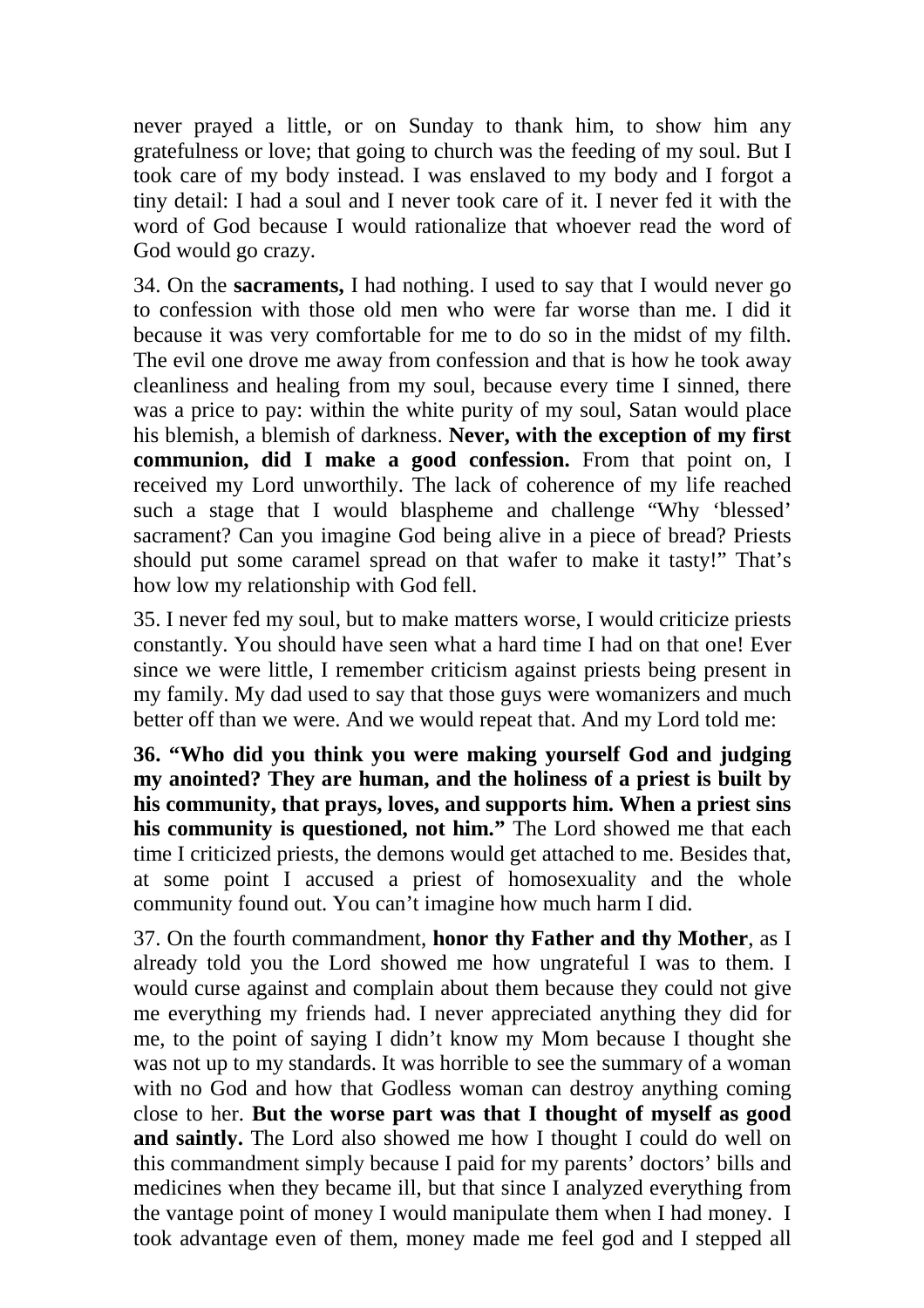never prayed a little, or on Sunday to thank him, to show him any gratefulness or love; that going to church was the feeding of my soul. But I took care of my body instead. I was enslaved to my body and I forgot a tiny detail: I had a soul and I never took care of it. I never fed it with the word of God because I would rationalize that whoever read the word of God would go crazy.

34. On the **sacraments,** I had nothing. I used to say that I would never go to confession with those old men who were far worse than me. I did it because it was very comfortable for me to do so in the midst of my filth. The evil one drove me away from confession and that is how he took away cleanliness and healing from my soul, because every time I sinned, there was a price to pay: within the white purity of my soul, Satan would place his blemish, a blemish of darkness. **Never, with the exception of my first communion, did I make a good confession.** From that point on, I received my Lord unworthily. The lack of coherence of my life reached such a stage that I would blaspheme and challenge "Why 'blessed' sacrament? Can you imagine God being alive in a piece of bread? Priests should put some caramel spread on that wafer to make it tasty!" That's how low my relationship with God fell.

35. I never fed my soul, but to make matters worse, I would criticize priests constantly. You should have seen what a hard time I had on that one! Ever since we were little, I remember criticism against priests being present in my family. My dad used to say that those guys were womanizers and much better off than we were. And we would repeat that. And my Lord told me:

**36. "Who did you think you were making yourself God and judging my anointed? They are human, and the holiness of a priest is built by his community, that prays, loves, and supports him. When a priest sins his community is questioned, not him."** The Lord showed me that each time I criticized priests, the demons would get attached to me. Besides that, at some point I accused a priest of homosexuality and the whole community found out. You can't imagine how much harm I did.

37. On the fourth commandment, **honor thy Father and thy Mother**, as I already told you the Lord showed me how ungrateful I was to them. I would curse against and complain about them because they could not give me everything my friends had. I never appreciated anything they did for me, to the point of saying I didn't know my Mom because I thought she was not up to my standards. It was horrible to see the summary of a woman with no God and how that Godless woman can destroy anything coming close to her. **But the worse part was that I thought of myself as good and saintly.** The Lord also showed me how I thought I could do well on this commandment simply because I paid for my parents' doctors' bills and medicines when they became ill, but that since I analyzed everything from the vantage point of money I would manipulate them when I had money. I took advantage even of them, money made me feel god and I stepped all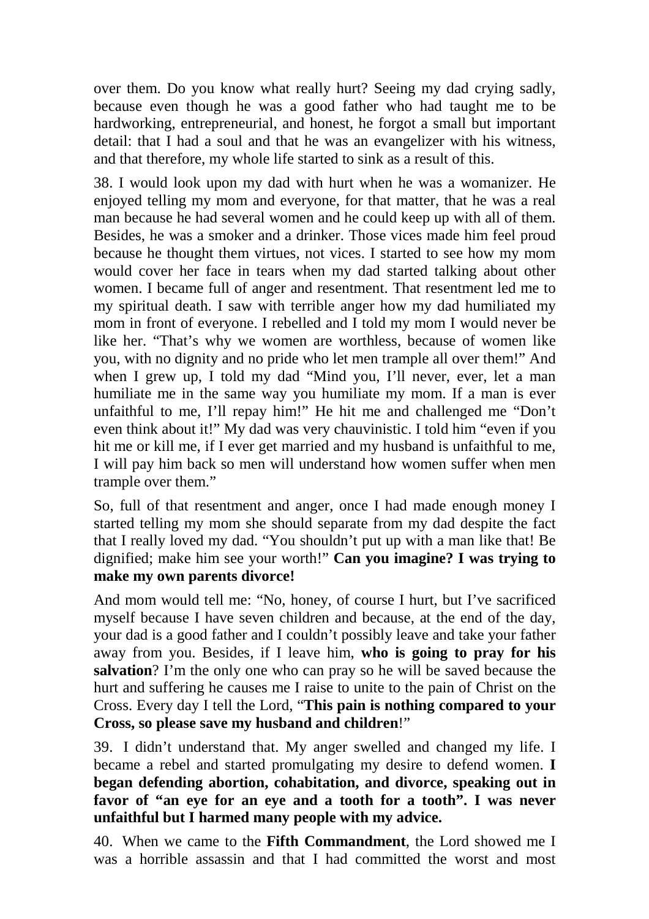over them. Do you know what really hurt? Seeing my dad crying sadly, because even though he was a good father who had taught me to be hardworking, entrepreneurial, and honest, he forgot a small but important detail: that I had a soul and that he was an evangelizer with his witness, and that therefore, my whole life started to sink as a result of this.

38. I would look upon my dad with hurt when he was a womanizer. He enjoyed telling my mom and everyone, for that matter, that he was a real man because he had several women and he could keep up with all of them. Besides, he was a smoker and a drinker. Those vices made him feel proud because he thought them virtues, not vices. I started to see how my mom would cover her face in tears when my dad started talking about other women. I became full of anger and resentment. That resentment led me to my spiritual death. I saw with terrible anger how my dad humiliated my mom in front of everyone. I rebelled and I told my mom I would never be like her. "That's why we women are worthless, because of women like you, with no dignity and no pride who let men trample all over them!" And when I grew up, I told my dad "Mind you, I'll never, ever, let a man humiliate me in the same way you humiliate my mom. If a man is ever unfaithful to me, I'll repay him!" He hit me and challenged me "Don't even think about it!" My dad was very chauvinistic. I told him "even if you hit me or kill me, if I ever get married and my husband is unfaithful to me, I will pay him back so men will understand how women suffer when men trample over them."

So, full of that resentment and anger, once I had made enough money I started telling my mom she should separate from my dad despite the fact that I really loved my dad. "You shouldn't put up with a man like that! Be dignified; make him see your worth!" **Can you imagine? I was trying to make my own parents divorce!**

And mom would tell me: "No, honey, of course I hurt, but I've sacrificed myself because I have seven children and because, at the end of the day, your dad is a good father and I couldn't possibly leave and take your father away from you. Besides, if I leave him, **who is going to pray for his salvation**? I'm the only one who can pray so he will be saved because the hurt and suffering he causes me I raise to unite to the pain of Christ on the Cross. Every day I tell the Lord, "**This pain is nothing compared to your Cross, so please save my husband and children**!"

39. I didn't understand that. My anger swelled and changed my life. I became a rebel and started promulgating my desire to defend women. **I began defending abortion, cohabitation, and divorce, speaking out in favor of "an eye for an eye and a tooth for a tooth". I was never unfaithful but I harmed many people with my advice.**

40. When we came to the **Fifth Commandment**, the Lord showed me I was a horrible assassin and that I had committed the worst and most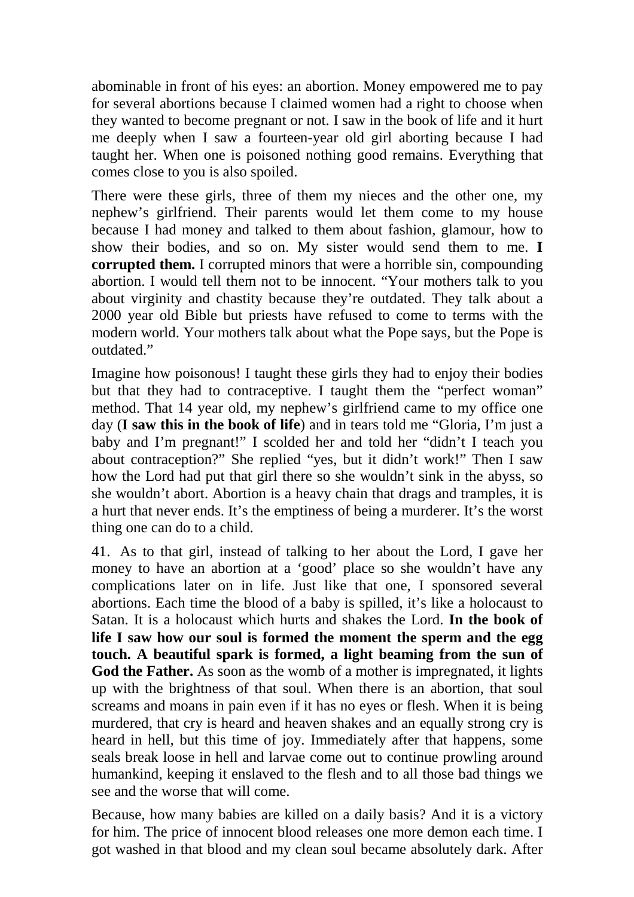abominable in front of his eyes: an abortion. Money empowered me to pay for several abortions because I claimed women had a right to choose when they wanted to become pregnant or not. I saw in the book of life and it hurt me deeply when I saw a fourteen-year old girl aborting because I had taught her. When one is poisoned nothing good remains. Everything that comes close to you is also spoiled.

There were these girls, three of them my nieces and the other one, my nephew's girlfriend. Their parents would let them come to my house because I had money and talked to them about fashion, glamour, how to show their bodies, and so on. My sister would send them to me. **I corrupted them.** I corrupted minors that were a horrible sin, compounding abortion. I would tell them not to be innocent. "Your mothers talk to you about virginity and chastity because they're outdated. They talk about a 2000 year old Bible but priests have refused to come to terms with the modern world. Your mothers talk about what the Pope says, but the Pope is outdated."

Imagine how poisonous! I taught these girls they had to enjoy their bodies but that they had to contraceptive. I taught them the "perfect woman" method. That 14 year old, my nephew's girlfriend came to my office one day (**I saw this in the book of life**) and in tears told me "Gloria, I'm just a baby and I'm pregnant!" I scolded her and told her "didn't I teach you about contraception?" She replied "yes, but it didn't work!" Then I saw how the Lord had put that girl there so she wouldn't sink in the abyss, so she wouldn't abort. Abortion is a heavy chain that drags and tramples, it is a hurt that never ends. It's the emptiness of being a murderer. It's the worst thing one can do to a child.

41. As to that girl, instead of talking to her about the Lord, I gave her money to have an abortion at a 'good' place so she wouldn't have any complications later on in life. Just like that one, I sponsored several abortions. Each time the blood of a baby is spilled, it's like a holocaust to Satan. It is a holocaust which hurts and shakes the Lord. **In the book of life I saw how our soul is formed the moment the sperm and the egg touch. A beautiful spark is formed, a light beaming from the sun of God the Father.** As soon as the womb of a mother is impregnated, it lights up with the brightness of that soul. When there is an abortion, that soul screams and moans in pain even if it has no eyes or flesh. When it is being murdered, that cry is heard and heaven shakes and an equally strong cry is heard in hell, but this time of joy. Immediately after that happens, some seals break loose in hell and larvae come out to continue prowling around humankind, keeping it enslaved to the flesh and to all those bad things we see and the worse that will come.

Because, how many babies are killed on a daily basis? And it is a victory for him. The price of innocent blood releases one more demon each time. I got washed in that blood and my clean soul became absolutely dark. After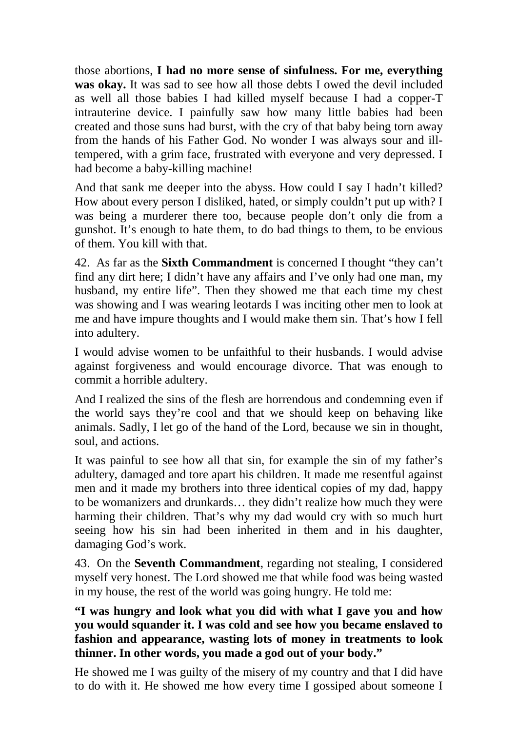those abortions, **I had no more sense of sinfulness. For me, everything was okay.** It was sad to see how all those debts I owed the devil included as well all those babies I had killed myself because I had a copper-T intrauterine device. I painfully saw how many little babies had been created and those suns had burst, with the cry of that baby being torn away from the hands of his Father God. No wonder I was always sour and ill-tempered, with a grim face, frustrated with everyone and very depressed. I had become a baby-killing machine!

And that sank me deeper into the abyss. How could I say I hadn't killed? How about every person I disliked, hated, or simply couldn't put up with? I was being a murderer there too, because people don't only die from a gunshot. It's enough to hate them, to do bad things to them, to be envious of them. You kill with that.

42. As far as the **Sixth Commandment** is concerned I thought "they can't find any dirt here; I didn't have any affairs and I've only had one man, my husband, my entire life". Then they showed me that each time my chest was showing and I was wearing leotards I was inciting other men to look at me and have impure thoughts and I would make them sin. That's how I fell into adultery.

I would advise women to be unfaithful to their husbands. I would advise against forgiveness and would encourage divorce. That was enough to commit a horrible adultery.

And I realized the sins of the flesh are horrendous and condemning even if the world says they're cool and that we should keep on behaving like animals. Sadly, I let go of the hand of the Lord, because we sin in thought, soul, and actions.

It was painful to see how all that sin, for example the sin of my father's adultery, damaged and tore apart his children. It made me resentful against men and it made my brothers into three identical copies of my dad, happy to be womanizers and drunkards… they didn't realize how much they were harming their children. That's why my dad would cry with so much hurt seeing how his sin had been inherited in them and in his daughter, damaging God's work.

43. On the **Seventh Commandment**, regarding not stealing, I considered myself very honest. The Lord showed me that while food was being wasted in my house, the rest of the world was going hungry. He told me:

**"I was hungry and look what you did with what I gave you and how you would squander it. I was cold and see how you became enslaved to fashion and appearance, wasting lots of money in treatments to look thinner. In other words, you made a god out of your body."**

He showed me I was guilty of the misery of my country and that I did have to do with it. He showed me how every time I gossiped about someone I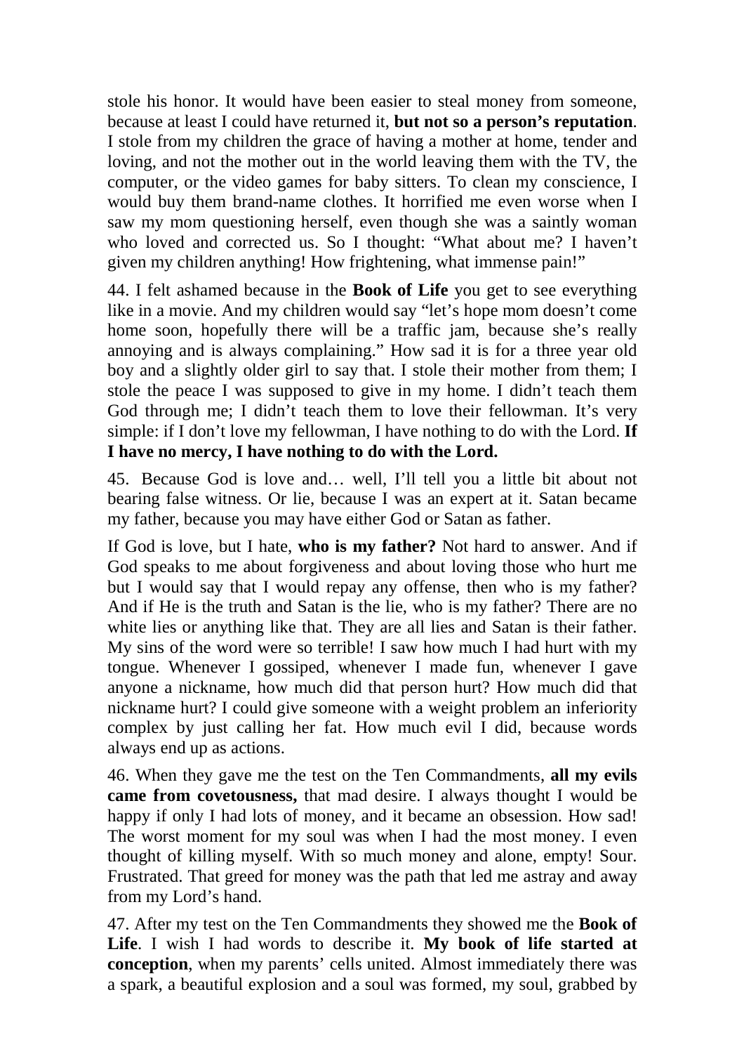stole his honor. It would have been easier to steal money from someone, because at least I could have returned it, **but not so a person's reputation**. I stole from my children the grace of having a mother at home, tender and loving, and not the mother out in the world leaving them with the TV, the computer, or the video games for baby sitters. To clean my conscience, I would buy them brand-name clothes. It horrified me even worse when I saw my mom questioning herself, even though she was a saintly woman who loved and corrected us. So I thought: "What about me? I haven't given my children anything! How frightening, what immense pain!"

44. I felt ashamed because in the **Book of Life** you get to see everything like in a movie. And my children would say "let's hope mom doesn't come home soon, hopefully there will be a traffic jam, because she's really annoying and is always complaining." How sad it is for a three year old boy and a slightly older girl to say that. I stole their mother from them; I stole the peace I was supposed to give in my home. I didn't teach them God through me; I didn't teach them to love their fellowman. It's very simple: if I don't love my fellowman, I have nothing to do with the Lord. **If I have no mercy, I have nothing to do with the Lord.**

45. Because God is love and… well, I'll tell you a little bit about not bearing false witness. Or lie, because I was an expert at it. Satan became my father, because you may have either God or Satan as father.

If God is love, but I hate, **who is my father?** Not hard to answer. And if God speaks to me about forgiveness and about loving those who hurt me but I would say that I would repay any offense, then who is my father? And if He is the truth and Satan is the lie, who is my father? There are no white lies or anything like that. They are all lies and Satan is their father. My sins of the word were so terrible! I saw how much I had hurt with my tongue. Whenever I gossiped, whenever I made fun, whenever I gave anyone a nickname, how much did that person hurt? How much did that nickname hurt? I could give someone with a weight problem an inferiority complex by just calling her fat. How much evil I did, because words always end up as actions.

46. When they gave me the test on the Ten Commandments, **all my evils came from covetousness,** that mad desire. I always thought I would be happy if only I had lots of money, and it became an obsession. How sad! The worst moment for my soul was when I had the most money. I even thought of killing myself. With so much money and alone, empty! Sour. Frustrated. That greed for money was the path that led me astray and away from my Lord's hand.

47. After my test on the Ten Commandments they showed me the **Book of Life**. I wish I had words to describe it. **My book of life started at conception**, when my parents' cells united. Almost immediately there was a spark, a beautiful explosion and a soul was formed, my soul, grabbed by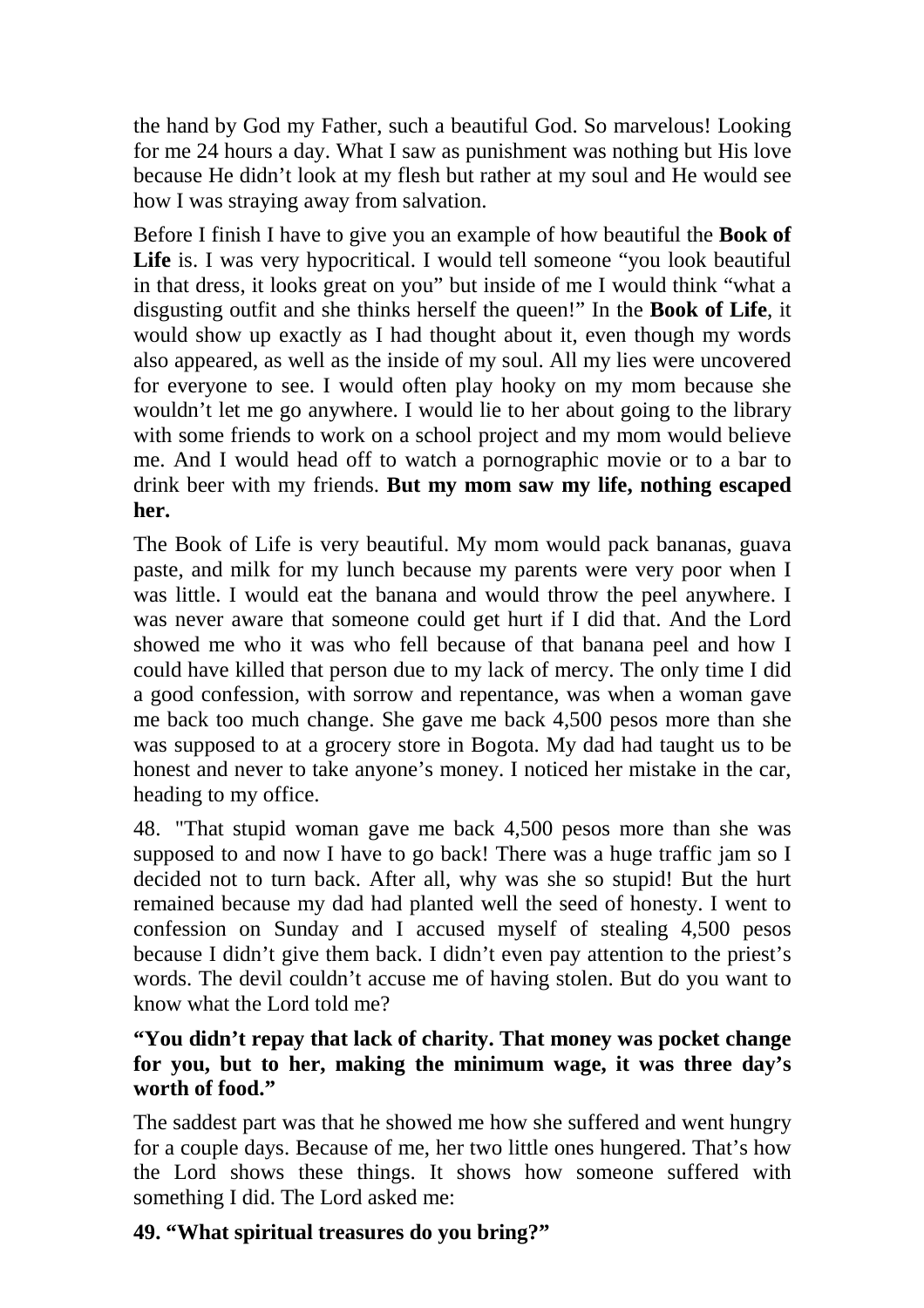the hand by God my Father, such a beautiful God. So marvelous! Looking for me 24 hours a day. What I saw as punishment was nothing but His love because He didn't look at my flesh but rather at my soul and He would see how I was straying away from salvation.

Before I finish I have to give you an example of how beautiful the **Book of Life** is. I was very hypocritical. I would tell someone "you look beautiful in that dress, it looks great on you" but inside of me I would think "what a disgusting outfit and she thinks herself the queen!" In the **Book of Life**, it would show up exactly as I had thought about it, even though my words also appeared, as well as the inside of my soul. All my lies were uncovered for everyone to see. I would often play hooky on my mom because she wouldn't let me go anywhere. I would lie to her about going to the library with some friends to work on a school project and my mom would believe me. And I would head off to watch a pornographic movie or to a bar to drink beer with my friends. **But my mom saw my life, nothing escaped her.**

The Book of Life is very beautiful. My mom would pack bananas, guava paste, and milk for my lunch because my parents were very poor when I was little. I would eat the banana and would throw the peel anywhere. I was never aware that someone could get hurt if I did that. And the Lord showed me who it was who fell because of that banana peel and how I could have killed that person due to my lack of mercy. The only time I did a good confession, with sorrow and repentance, was when a woman gave me back too much change. She gave me back 4,500 pesos more than she was supposed to at a grocery store in Bogota. My dad had taught us to be honest and never to take anyone's money. I noticed her mistake in the car, heading to my office.

48. "That stupid woman gave me back 4,500 pesos more than she was supposed to and now I have to go back! There was a huge traffic jam so I decided not to turn back. After all, why was she so stupid! But the hurt remained because my dad had planted well the seed of honesty. I went to confession on Sunday and I accused myself of stealing 4,500 pesos because I didn't give them back. I didn't even pay attention to the priest's words. The devil couldn't accuse me of having stolen. But do you want to know what the Lord told me?

**"You didn't repay that lack of charity. That money was pocket change for you, but to her, making the minimum wage, it was three day's worth of food."**

The saddest part was that he showed me how she suffered and went hungry for a couple days. Because of me, her two little ones hungered. That's how the Lord shows these things. It shows how someone suffered with something I did. The Lord asked me:

**49. "What spiritual treasures do you bring?"**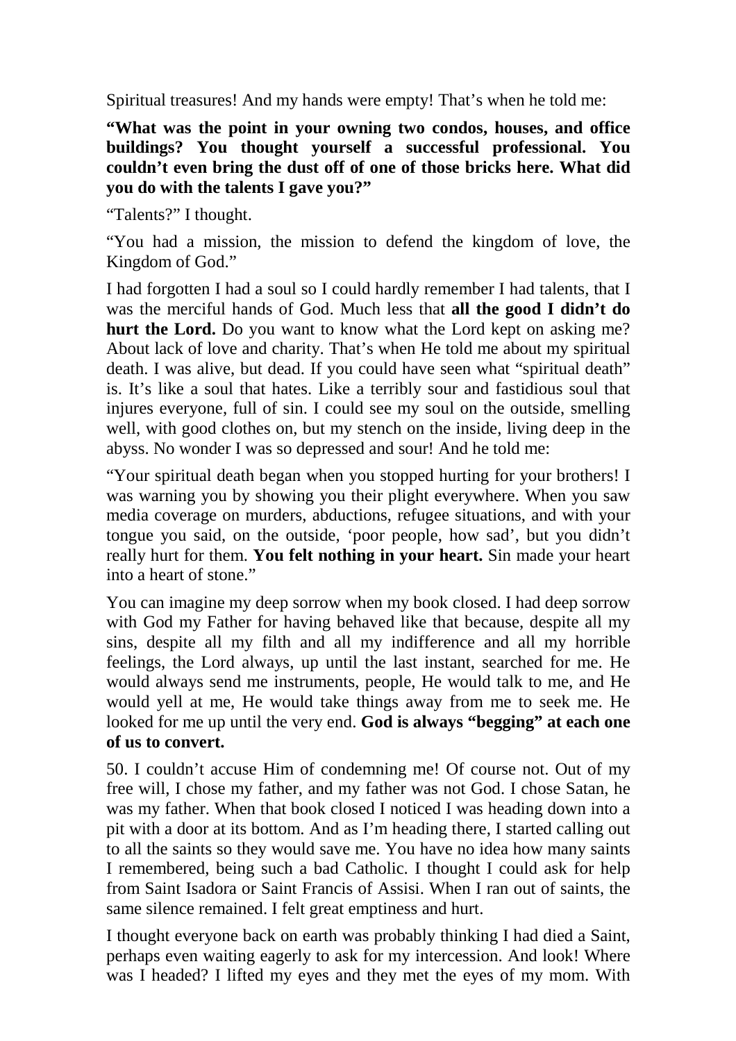Spiritual treasures! And my hands were empty! That's when he told me:

**"What was the point in your owning two condos, houses, and office buildings? You thought yourself a successful professional. You couldn't even bring the dust off of one of those bricks here. What did you do with the talents I gave you?"**

"Talents?" I thought.

"You had a mission, the mission to defend the kingdom of love, the Kingdom of God."

I had forgotten I had a soul so I could hardly remember I had talents, that I was the merciful hands of God. Much less that **all the good I didn't do hurt the Lord.** Do you want to know what the Lord kept on asking me? About lack of love and charity. That's when He told me about my spiritual death. I was alive, but dead. If you could have seen what "spiritual death" is. It's like a soul that hates. Like a terribly sour and fastidious soul that injures everyone, full of sin. I could see my soul on the outside, smelling well, with good clothes on, but my stench on the inside, living deep in the abyss. No wonder I was so depressed and sour! And he told me:

"Your spiritual death began when you stopped hurting for your brothers! I was warning you by showing you their plight everywhere. When you saw media coverage on murders, abductions, refugee situations, and with your tongue you said, on the outside, 'poor people, how sad', but you didn't really hurt for them. **You felt nothing in your heart.** Sin made your heart into a heart of stone."

You can imagine my deep sorrow when my book closed. I had deep sorrow with God my Father for having behaved like that because, despite all my sins, despite all my filth and all my indifference and all my horrible feelings, the Lord always, up until the last instant, searched for me. He would always send me instruments, people, He would talk to me, and He would yell at me, He would take things away from me to seek me. He looked for me up until the very end. **God is always "begging" at each one of us to convert.**

50. I couldn't accuse Him of condemning me! Of course not. Out of my free will, I chose my father, and my father was not God. I chose Satan, he was my father. When that book closed I noticed I was heading down into a pit with a door at its bottom. And as I'm heading there, I started calling out to all the saints so they would save me. You have no idea how many saints I remembered, being such a bad Catholic. I thought I could ask for help from Saint Isadora or Saint Francis of Assisi. When I ran out of saints, the same silence remained. I felt great emptiness and hurt.

I thought everyone back on earth was probably thinking I had died a Saint, perhaps even waiting eagerly to ask for my intercession. And look! Where was I headed? I lifted my eyes and they met the eyes of my mom. With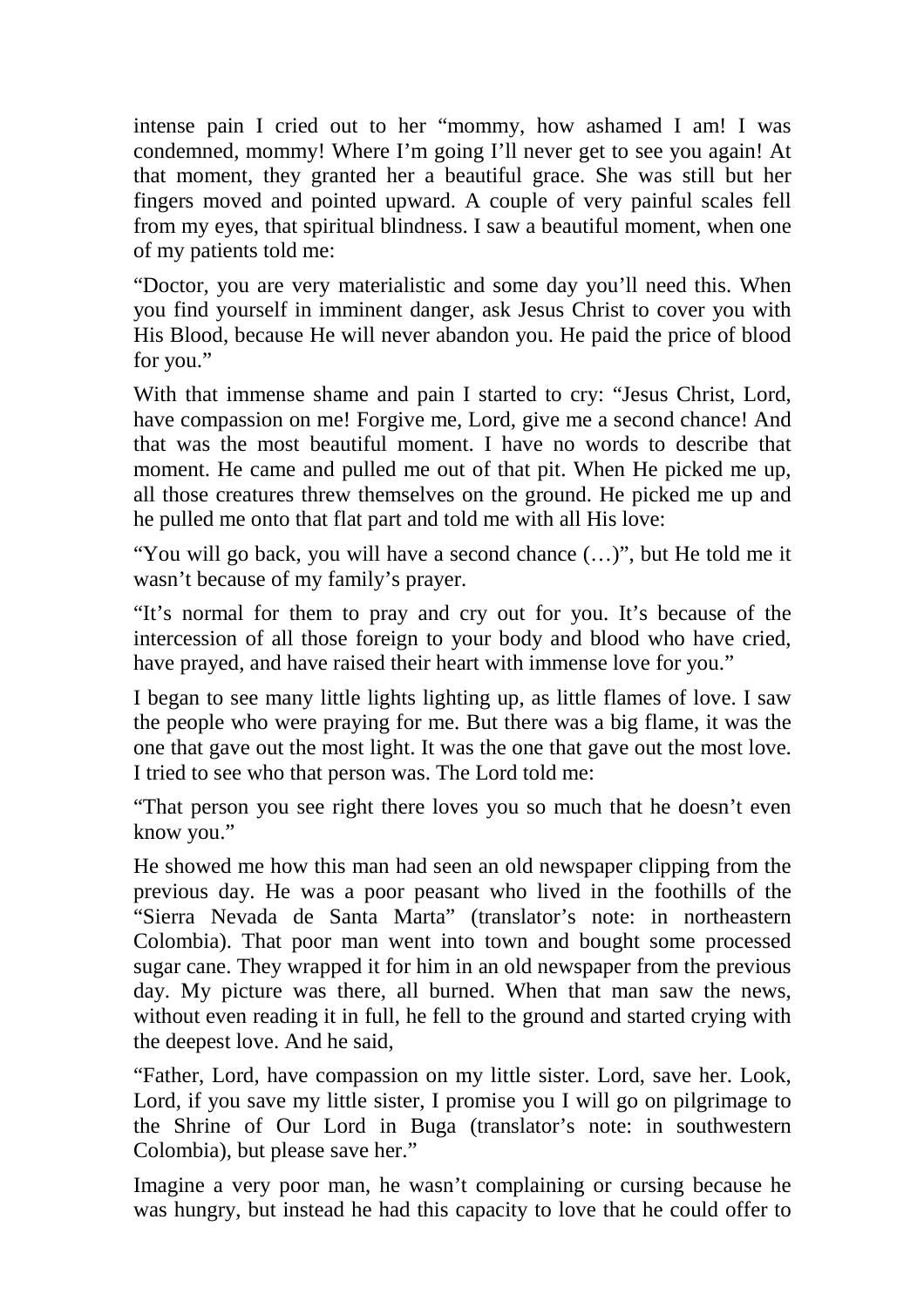intense pain I cried out to her "mommy, how ashamed I am! I was condemned, mommy! Where I'm going I'll never get to see you again! At that moment, they granted her a beautiful grace. She was still but her fingers moved and pointed upward. A couple of very painful scales fell from my eyes, that spiritual blindness. I saw a beautiful moment, when one of my patients told me:

"Doctor, you are very materialistic and some day you'll need this. When you find yourself in imminent danger, ask Jesus Christ to cover you with His Blood, because He will never abandon you. He paid the price of blood for you."

With that immense shame and pain I started to cry: "Jesus Christ, Lord, have compassion on me! Forgive me, Lord, give me a second chance! And that was the most beautiful moment. I have no words to describe that moment. He came and pulled me out of that pit. When He picked me up, all those creatures threw themselves on the ground. He picked me up and he pulled me onto that flat part and told me with all His love:

"You will go back, you will have a second chance (…)", but He told me it wasn't because of my family's prayer.

"It's normal for them to pray and cry out for you. It's because of the intercession of all those foreign to your body and blood who have cried, have prayed, and have raised their heart with immense love for you."

I began to see many little lights lighting up, as little flames of love. I saw the people who were praying for me. But there was a big flame, it was the one that gave out the most light. It was the one that gave out the most love. I tried to see who that person was. The Lord told me:

"That person you see right there loves you so much that he doesn't even know you."

He showed me how this man had seen an old newspaper clipping from the previous day. He was a poor peasant who lived in the foothills of the "Sierra Nevada de Santa Marta" (translator's note: in northeastern Colombia). That poor man went into town and bought some processed sugar cane. They wrapped it for him in an old newspaper from the previous day. My picture was there, all burned. When that man saw the news, without even reading it in full, he fell to the ground and started crying with the deepest love. And he said,

"Father, Lord, have compassion on my little sister. Lord, save her. Look, Lord, if you save my little sister, I promise you I will go on pilgrimage to the Shrine of Our Lord in Buga (translator's note: in southwestern Colombia), but please save her."

Imagine a very poor man, he wasn't complaining or cursing because he was hungry, but instead he had this capacity to love that he could offer to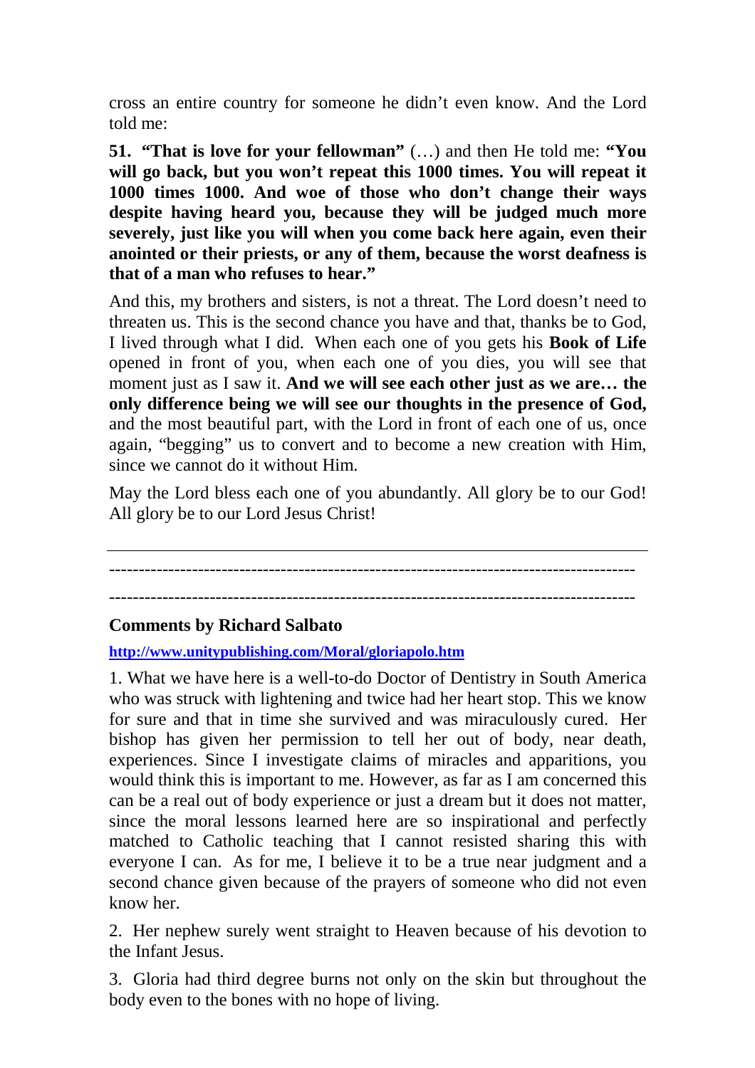cross an entire country for someone he didn't even know. And the Lord told me:

**51. "That is love for your fellowman"** (…) and then He told me: **"You will go back, but you won't repeat this 1000 times. You will repeat it 1000 times 1000. And woe of those who don't change their ways despite having heard you, because they will be judged much more severely, just like you will when you come back here again, even their anointed or their priests, or any of them, because the worst deafness is that of a man who refuses to hear."**

And this, my brothers and sisters, is not a threat. The Lord doesn't need to threaten us. This is the second chance you have and that, thanks be to God, I lived through what I did. When each one of you gets his **Book of Life** opened in front of you, when each one of you dies, you will see that moment just as I saw it. **And we will see each other just as we are… the only difference being we will see our thoughts in the presence of God,** and the most beautiful part, with the Lord in front of each one of us, once again, "begging" us to convert and to become a new creation with Him, since we cannot do it without Him.

May the Lord bless each one of you abundantly. All glory be to our God! All glory be to our Lord Jesus Christ!

---

-----------------------------------------------------------------------------------------

-----------------------------------------------------------------------------------------

**Comments by Richard Salbato**

**http://www.unitypublishing.com/Moral/gloriapolo.htm**

1. What we have here is a well-to-do Doctor of Dentistry in South America who was struck with lightening and twice had her heart stop. This we know for sure and that in time she survived and was miraculously cured. Her bishop has given her permission to tell her out of body, near death, experiences. Since I investigate claims of miracles and apparitions, you would think this is important to me. However, as far as I am concerned this can be a real out of body experience or just a dream but it does not matter, since the moral lessons learned here are so inspirational and perfectly matched to Catholic teaching that I cannot resisted sharing this with everyone I can. As for me, I believe it to be a true near judgment and a second chance given because of the prayers of someone who did not even know her.

2. Her nephew surely went straight to Heaven because of his devotion to the Infant Jesus.

3. Gloria had third degree burns not only on the skin but throughout the body even to the bones with no hope of living.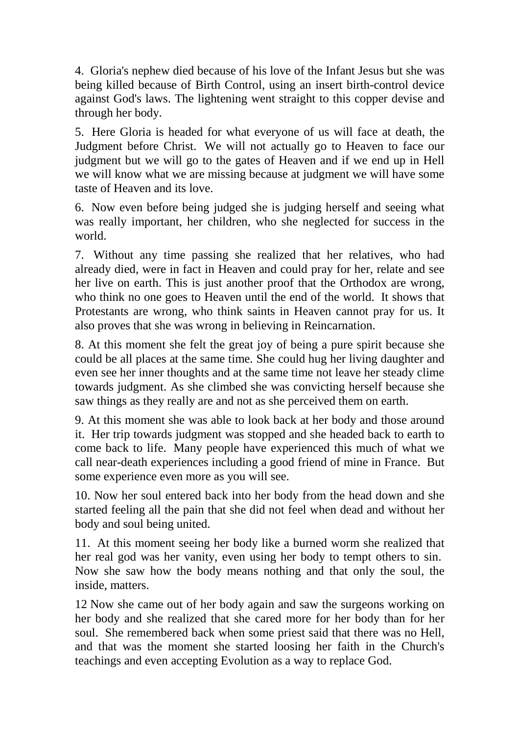4. Gloria's nephew died because of his love of the Infant Jesus but she was being killed because of Birth Control, using an insert birth-control device against God's laws. The lightening went straight to this copper devise and through her body.

5. Here Gloria is headed for what everyone of us will face at death, the Judgment before Christ. We will not actually go to Heaven to face our judgment but we will go to the gates of Heaven and if we end up in Hell we will know what we are missing because at judgment we will have some taste of Heaven and its love.

6. Now even before being judged she is judging herself and seeing what was really important, her children, who she neglected for success in the world.

7. Without any time passing she realized that her relatives, who had already died, were in fact in Heaven and could pray for her, relate and see her live on earth. This is just another proof that the Orthodox are wrong, who think no one goes to Heaven until the end of the world. It shows that Protestants are wrong, who think saints in Heaven cannot pray for us. It also proves that she was wrong in believing in Reincarnation.

8. At this moment she felt the great joy of being a pure spirit because she could be all places at the same time. She could hug her living daughter and even see her inner thoughts and at the same time not leave her steady clime towards judgment. As she climbed she was convicting herself because she saw things as they really are and not as she perceived them on earth.

9. At this moment she was able to look back at her body and those around it. Her trip towards judgment was stopped and she headed back to earth to come back to life. Many people have experienced this much of what we call near-death experiences including a good friend of mine in France. But some experience even more as you will see.

10. Now her soul entered back into her body from the head down and she started feeling all the pain that she did not feel when dead and without her body and soul being united.

11. At this moment seeing her body like a burned worm she realized that her real god was her vanity, even using her body to tempt others to sin. Now she saw how the body means nothing and that only the soul, the inside, matters.

12 Now she came out of her body again and saw the surgeons working on her body and she realized that she cared more for her body than for her soul. She remembered back when some priest said that there was no Hell, and that was the moment she started loosing her faith in the Church's teachings and even accepting Evolution as a way to replace God.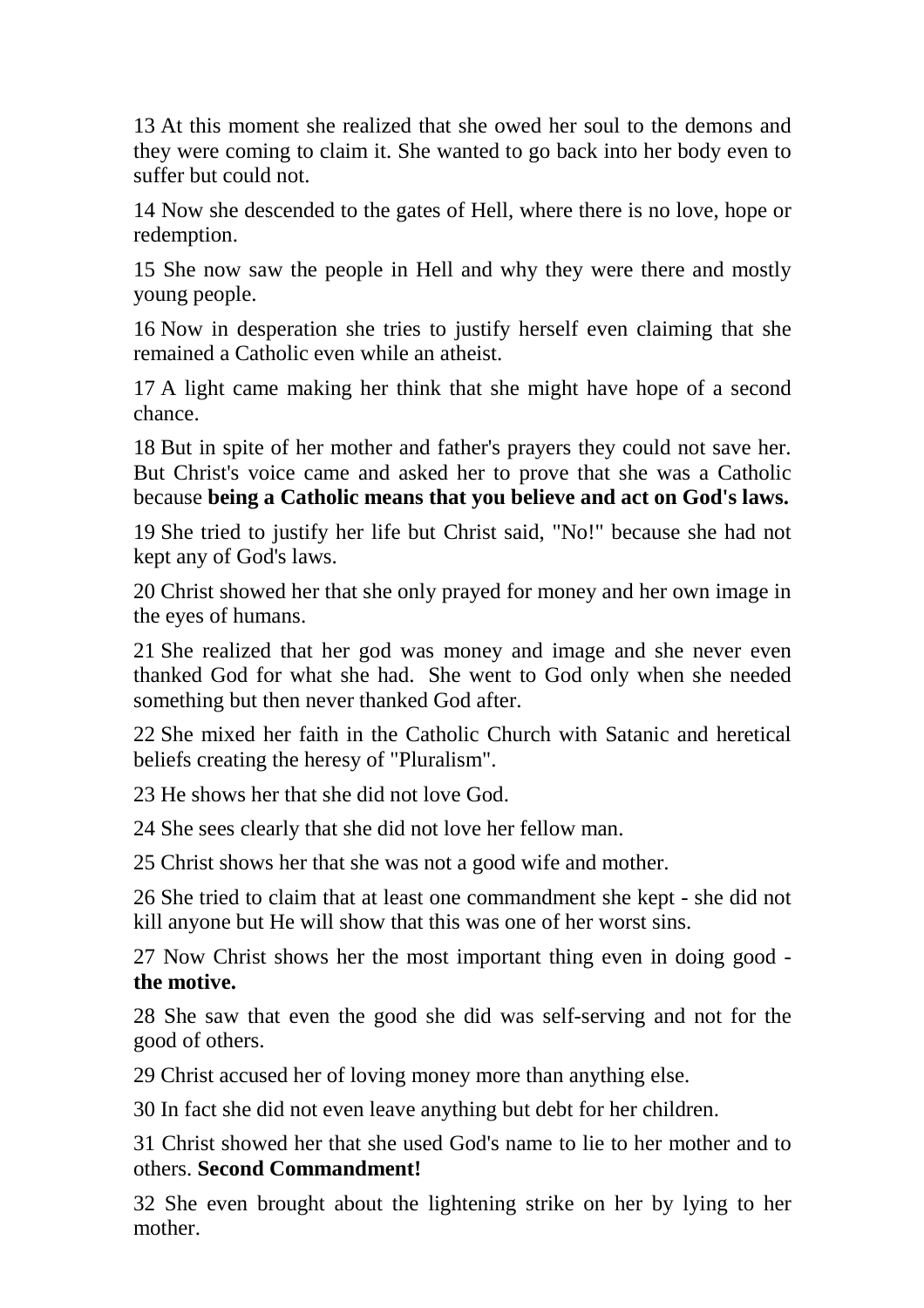13 At this moment she realized that she owed her soul to the demons and they were coming to claim it. She wanted to go back into her body even to suffer but could not.

14 Now she descended to the gates of Hell, where there is no love, hope or redemption.

15 She now saw the people in Hell and why they were there and mostly young people.

16 Now in desperation she tries to justify herself even claiming that she remained a Catholic even while an atheist.

17 A light came making her think that she might have hope of a second chance.

18 But in spite of her mother and father's prayers they could not save her. But Christ's voice came and asked her to prove that she was a Catholic because **being a Catholic means that you believe and act on God's laws.**

19 She tried to justify her life but Christ said, "No!" because she had not kept any of God's laws.

20 Christ showed her that she only prayed for money and her own image in the eyes of humans.

21 She realized that her god was money and image and she never even thanked God for what she had. She went to God only when she needed something but then never thanked God after.

22 She mixed her faith in the Catholic Church with Satanic and heretical beliefs creating the heresy of "Pluralism".

23 He shows her that she did not love God.

24 She sees clearly that she did not love her fellow man.

25 Christ shows her that she was not a good wife and mother.

26 She tried to claim that at least one commandment she kept - she did not kill anyone but He will show that this was one of her worst sins.

27 Now Christ shows her the most important thing even in doing good - **the motive.**

28 She saw that even the good she did was self-serving and not for the good of others.

29 Christ accused her of loving money more than anything else.

30 In fact she did not even leave anything but debt for her children.

31 Christ showed her that she used God's name to lie to her mother and to others. **Second Commandment!**

32 She even brought about the lightening strike on her by lying to her mother.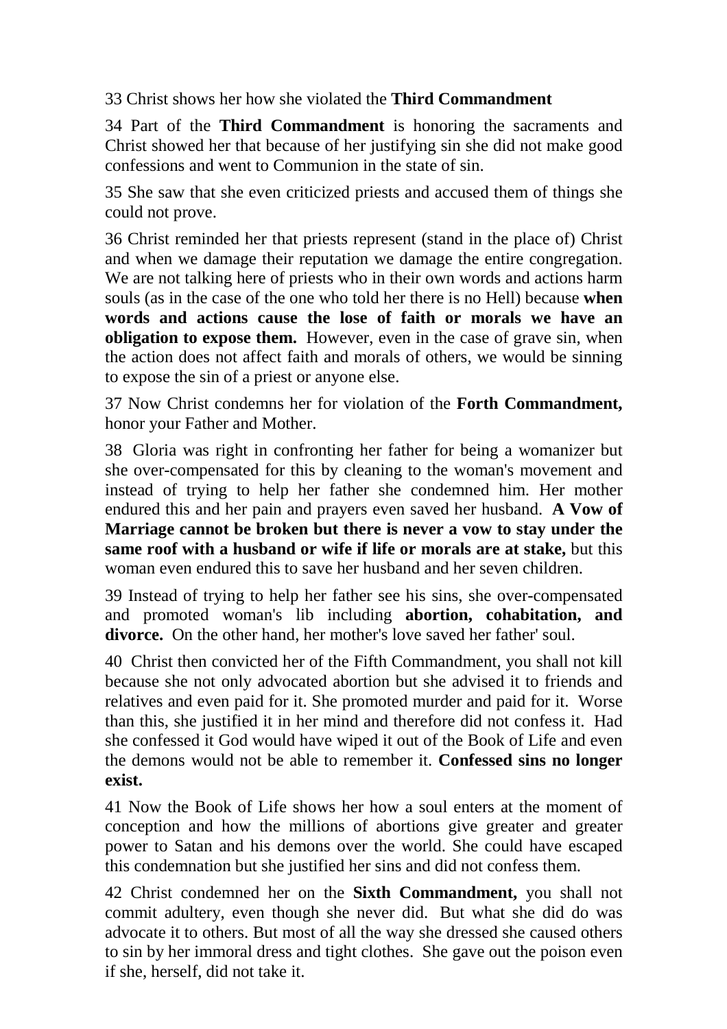33 Christ shows her how she violated the **Third Commandment**

34 Part of the **Third Commandment** is honoring the sacraments and Christ showed her that because of her justifying sin she did not make good confessions and went to Communion in the state of sin.

35 She saw that she even criticized priests and accused them of things she could not prove.

36 Christ reminded her that priests represent (stand in the place of) Christ and when we damage their reputation we damage the entire congregation. We are not talking here of priests who in their own words and actions harm souls (as in the case of the one who told her there is no Hell) because **when words and actions cause the lose of faith or morals we have an obligation to expose them.** However, even in the case of grave sin, when the action does not affect faith and morals of others, we would be sinning to expose the sin of a priest or anyone else.

37 Now Christ condemns her for violation of the **Forth Commandment,** honor your Father and Mother.

38 Gloria was right in confronting her father for being a womanizer but she over-compensated for this by cleaning to the woman's movement and instead of trying to help her father she condemned him. Her mother endured this and her pain and prayers even saved her husband. **A Vow of Marriage cannot be broken but there is never a vow to stay under the same roof with a husband or wife if life or morals are at stake,** but this woman even endured this to save her husband and her seven children.

39 Instead of trying to help her father see his sins, she over-compensated and promoted woman's lib including **abortion, cohabitation, and divorce.** On the other hand, her mother's love saved her father' soul.

40 Christ then convicted her of the Fifth Commandment, you shall not kill because she not only advocated abortion but she advised it to friends and relatives and even paid for it. She promoted murder and paid for it. Worse than this, she justified it in her mind and therefore did not confess it. Had she confessed it God would have wiped it out of the Book of Life and even the demons would not be able to remember it. **Confessed sins no longer exist.**

41 Now the Book of Life shows her how a soul enters at the moment of conception and how the millions of abortions give greater and greater power to Satan and his demons over the world. She could have escaped this condemnation but she justified her sins and did not confess them.

42 Christ condemned her on the **Sixth Commandment,** you shall not commit adultery, even though she never did. But what she did do was advocate it to others. But most of all the way she dressed she caused others to sin by her immoral dress and tight clothes. She gave out the poison even if she, herself, did not take it.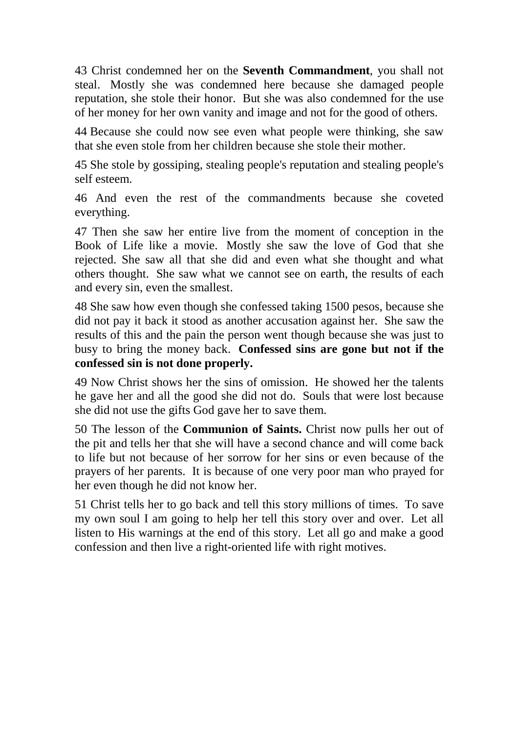43 Christ condemned her on the **Seventh Commandment**, you shall not steal. Mostly she was condemned here because she damaged people reputation, she stole their honor. But she was also condemned for the use of her money for her own vanity and image and not for the good of others.

44 Because she could now see even what people were thinking, she saw that she even stole from her children because she stole their mother.

45 She stole by gossiping, stealing people's reputation and stealing people's self esteem.

46 And even the rest of the commandments because she coveted everything.

47 Then she saw her entire live from the moment of conception in the Book of Life like a movie. Mostly she saw the love of God that she rejected. She saw all that she did and even what she thought and what others thought. She saw what we cannot see on earth, the results of each and every sin, even the smallest.

48 She saw how even though she confessed taking 1500 pesos, because she did not pay it back it stood as another accusation against her. She saw the results of this and the pain the person went though because she was just to busy to bring the money back. **Confessed sins are gone but not if the confessed sin is not done properly.**

49 Now Christ shows her the sins of omission. He showed her the talents he gave her and all the good she did not do. Souls that were lost because she did not use the gifts God gave her to save them.

50 The lesson of the **Communion of Saints.** Christ now pulls her out of the pit and tells her that she will have a second chance and will come back to life but not because of her sorrow for her sins or even because of the prayers of her parents. It is because of one very poor man who prayed for her even though he did not know her.

51 Christ tells her to go back and tell this story millions of times. To save my own soul I am going to help her tell this story over and over. Let all listen to His warnings at the end of this story. Let all go and make a good confession and then live a right-oriented life with right motives.